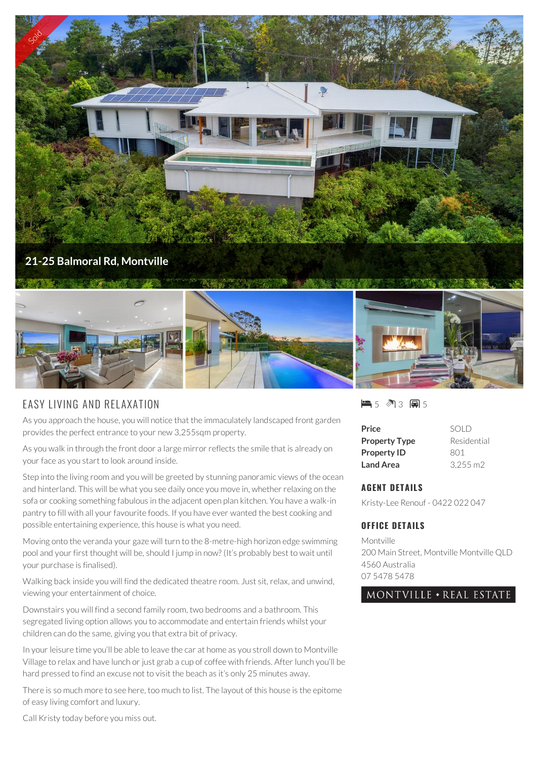Sold

# 21-25 Balmoral Rd, Montville

## EASY LIVING AND RELAXATION

As you approach the house, you will notice that the immaculately landscaped front garden provides the perfect entrance to your new 3,255sqm property.

As you walk in through the front door a large mirror reflects the smile that is already on your face as you start to look around inside.

Step into the living room and you will be greeted by stunning panoramic views of the ocean and hinterland. This will be what you see daily once you move in, whether relaxing on the sofa or cooking something fabulous in the adjacent open plan kitchen. You have a walk-in pantry to fill with all your favourite foods. If you have ever wanted the best cooking and possible entertaining experience, this house is what you need.

Moving onto the veranda your gaze will turn to the 8-metre-high horizon edge swimming pool and your first thought will be, should I jump in now? (It's probably best to wait until your purchase is finalised).

Walking back inside you will find the dedicated theatre room. Just sit, relax, and unwind, viewing your entertainment of choice.

Downstairs you will find a second family room, two bedrooms and a bathroom. This segregated living option allows you to accommodate and entertain friends whilst your children can do the same, giving you that extra bit of privacy.

In your leisure time you'll be able to leave the car at home as you stroll down to Montville Village to relax and have lunch or just grab a cup of coffee with friends. After lunch you'll be hard pressed to find an excuse not to visit the beach as it's only 25 minutes away.

There is so much more to see here, too much to list. The layout of this house is the epitome of easy living comfort and luxury.

Call Kristy today before you miss out.

5 3 5

| | |
|---|---|
| **Price** | SOLD |
| **Property Type** | Residential |
| **Property ID** | 801 |
| **Land Area** | 3,255 m2 |

### AGENT DETAILS

Kristy-Lee Renouf - 0422 022 047

### OFFICE DETAILS

Montville
200 Main Street, Montville Montville QLD 4560 Australia
07 5478 5478

MONTVILLE • REAL ESTATE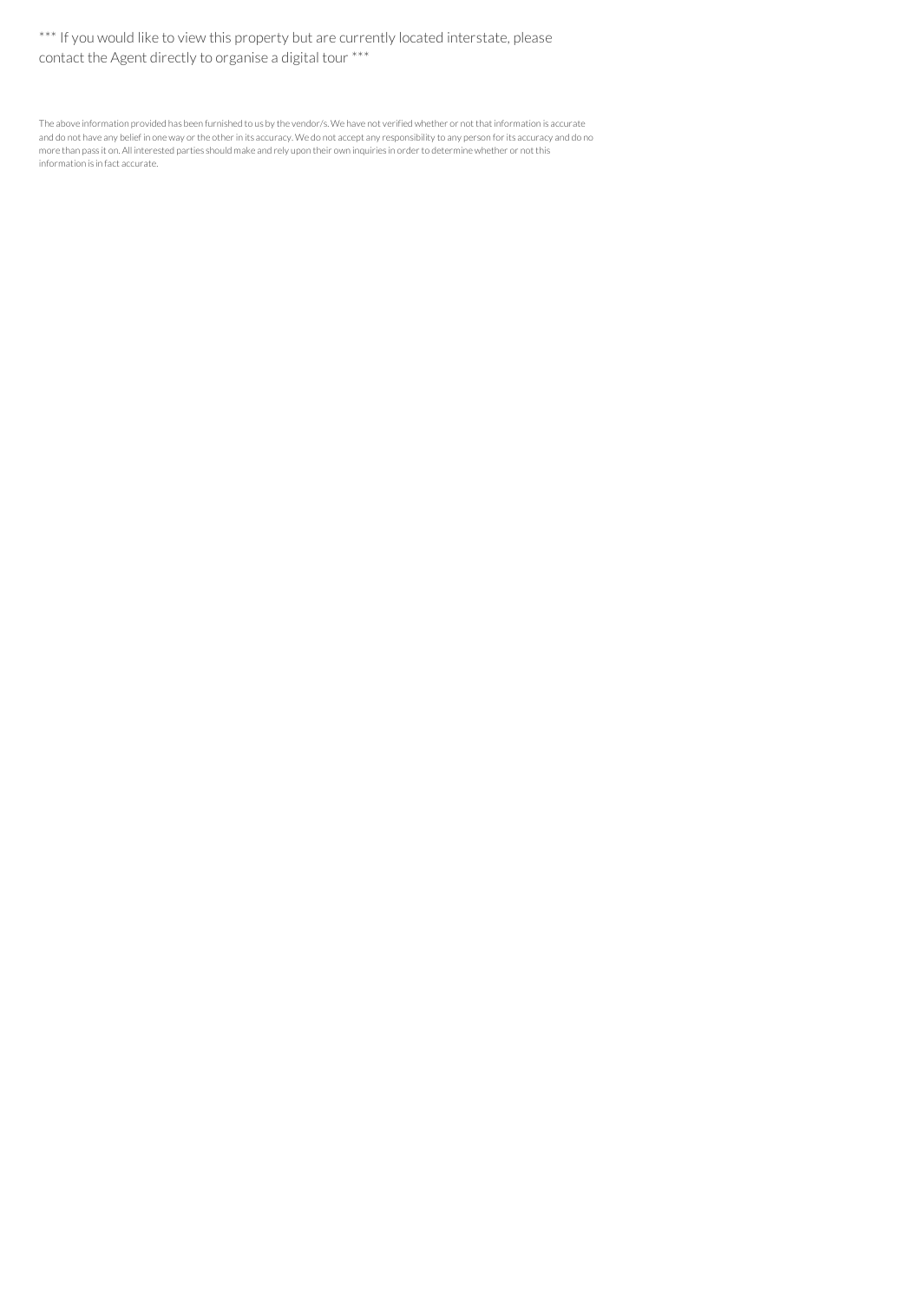*** If you would like to view this property but are currently located interstate, please contact the Agent directly to organise a digital tour ***

The above information provided has been furnished to us by the vendor/s. We have not verified whether or not that information is accurate and do not have any belief in one way or the other in its accuracy. We do not accept any responsibility to any person for its accuracy and do no more than pass it on. All interested parties should make and rely upon their own inquiries in order to determine whether or not this information is in fact accurate.